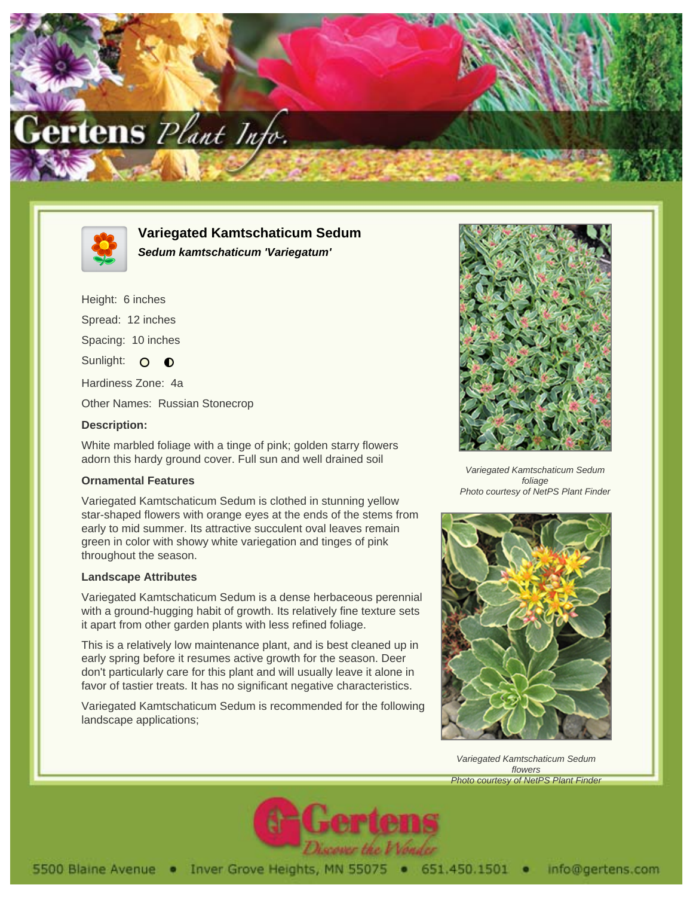# Variegated Kamtschaticum Sedum

***Sedum kamtschaticum 'Variegatum'***

Height: 6 inches

Spread: 12 inches

Spacing: 10 inches

Sunlight: ○ ◐

Hardiness Zone: 4a

Other Names: Russian Stonecrop

### Description:

White marbled foliage with a tinge of pink; golden starry flowers adorn this hardy ground cover. Full sun and well drained soil

### Ornamental Features

Variegated Kamtschaticum Sedum is clothed in stunning yellow star-shaped flowers with orange eyes at the ends of the stems from early to mid summer. Its attractive succulent oval leaves remain green in color with showy white variegation and tinges of pink throughout the season.

### Landscape Attributes

Variegated Kamtschaticum Sedum is a dense herbaceous perennial with a ground-hugging habit of growth. Its relatively fine texture sets it apart from other garden plants with less refined foliage.

This is a relatively low maintenance plant, and is best cleaned up in early spring before it resumes active growth for the season. Deer don't particularly care for this plant and will usually leave it alone in favor of tastier treats. It has no significant negative characteristics.

Variegated Kamtschaticum Sedum is recommended for the following landscape applications;

*Variegated Kamtschaticum Sedum foliage*
*Photo courtesy of NetPS Plant Finder*

*Variegated Kamtschaticum Sedum flowers*
*Photo courtesy of NetPS Plant Finder*

Gertens Discover the Wonder

5500 Blaine Avenue • Inver Grove Heights, MN 55075 • 651.450.1501 • info@gertens.com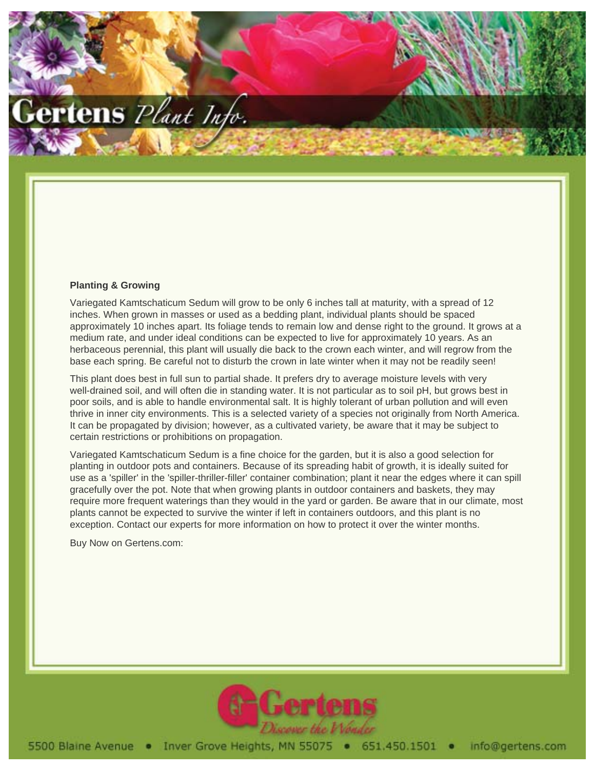### Planting & Growing

Variegated Kamtschaticum Sedum will grow to be only 6 inches tall at maturity, with a spread of 12 inches. When grown in masses or used as a bedding plant, individual plants should be spaced approximately 10 inches apart. Its foliage tends to remain low and dense right to the ground. It grows at a medium rate, and under ideal conditions can be expected to live for approximately 10 years. As an herbaceous perennial, this plant will usually die back to the crown each winter, and will regrow from the base each spring. Be careful not to disturb the crown in late winter when it may not be readily seen!

This plant does best in full sun to partial shade. It prefers dry to average moisture levels with very well-drained soil, and will often die in standing water. It is not particular as to soil pH, but grows best in poor soils, and is able to handle environmental salt. It is highly tolerant of urban pollution and will even thrive in inner city environments. This is a selected variety of a species not originally from North America. It can be propagated by division; however, as a cultivated variety, be aware that it may be subject to certain restrictions or prohibitions on propagation.

Variegated Kamtschaticum Sedum is a fine choice for the garden, but it is also a good selection for planting in outdoor pots and containers. Because of its spreading habit of growth, it is ideally suited for use as a 'spiller' in the 'spiller-thriller-filler' container combination; plant it near the edges where it can spill gracefully over the pot. Note that when growing plants in outdoor containers and baskets, they may require more frequent waterings than they would in the yard or garden. Be aware that in our climate, most plants cannot be expected to survive the winter if left in containers outdoors, and this plant is no exception. Contact our experts for more information on how to protect it over the winter months.

Buy Now on Gertens.com: